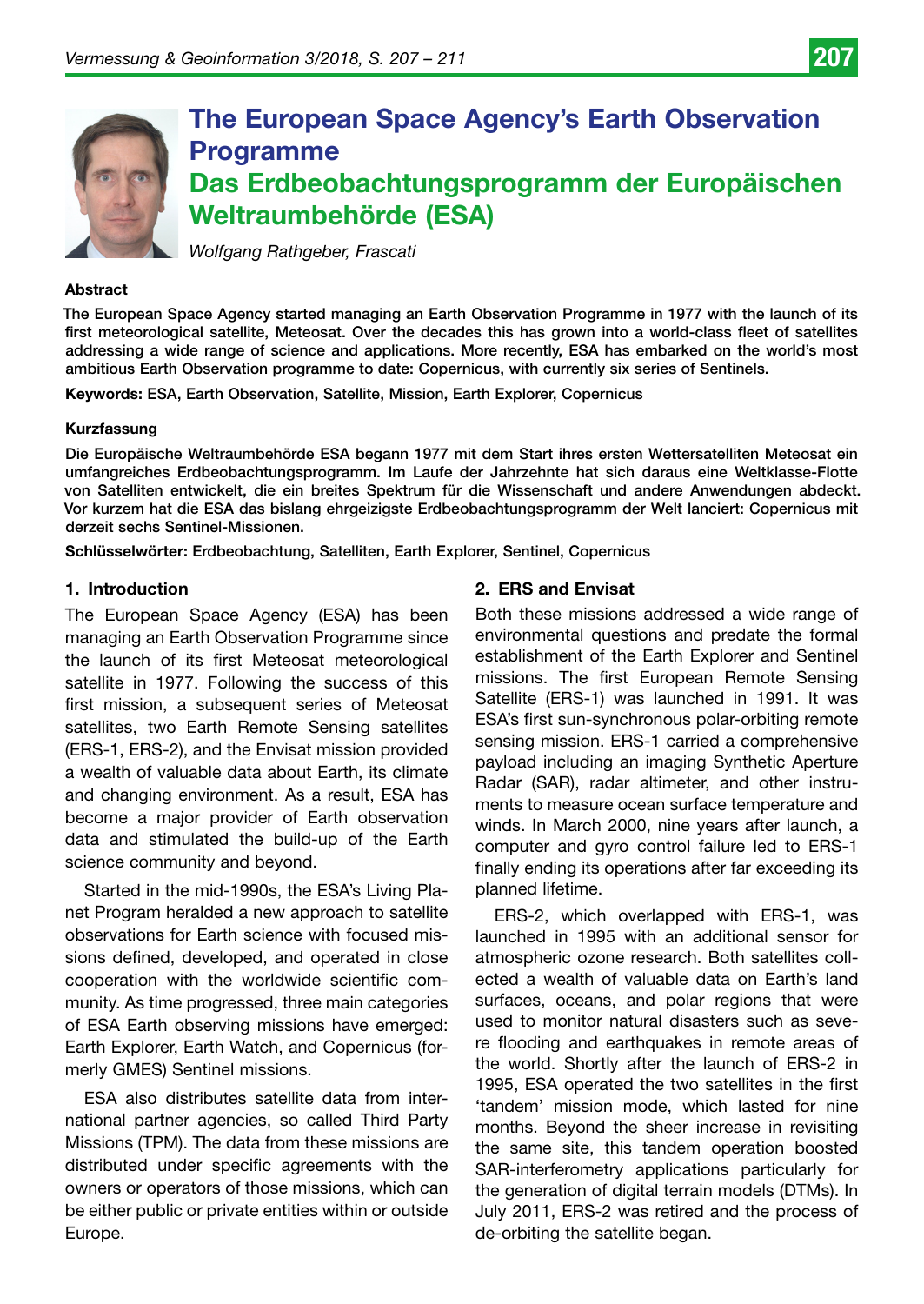# The European Space Agency's Earth Observation Programme

# Das Erdbeobachtungsprogramm der Europäischen Weltraumbehörde (ESA)

*Wolfgang Rathgeber, Frascati*

**Abstract**

**The European Space Agency started managing an Earth Observation Programme in 1977 with the launch of its first meteorological satellite, Meteosat. Over the decades this has grown into a world-class fleet of satellites addressing a wide range of science and applications. More recently, ESA has embarked on the world's most ambitious Earth Observation programme to date: Copernicus, with currently six series of Sentinels.**

**Keywords:** ESA, Earth Observation, Satellite, Mission, Earth Explorer, Copernicus

**Kurzfassung**

**Die Europäische Weltraumbehörde ESA begann 1977 mit dem Start ihres ersten Wettersatelliten Meteosat ein umfangreiches Erdbeobachtungsprogramm. Im Laufe der Jahrzehnte hat sich daraus eine Weltklasse-Flotte von Satelliten entwickelt, die ein breites Spektrum für die Wissenschaft und andere Anwendungen abdeckt. Vor kurzem hat die ESA das bislang ehrgeizigste Erdbeobachtungsprogramm der Welt lanciert: Copernicus mit derzeit sechs Sentinel-Missionen.**

**Schlüsselwörter:** Erdbeobachtung, Satelliten, Earth Explorer, Sentinel, Copernicus

## 1. Introduction

The European Space Agency (ESA) has been managing an Earth Observation Programme since the launch of its first Meteosat meteorological satellite in 1977. Following the success of this first mission, a subsequent series of Meteosat satellites, two Earth Remote Sensing satellites (ERS-1, ERS-2), and the Envisat mission provided a wealth of valuable data about Earth, its climate and changing environment. As a result, ESA has become a major provider of Earth observation data and stimulated the build-up of the Earth science community and beyond.

Started in the mid-1990s, the ESA's Living Planet Program heralded a new approach to satellite observations for Earth science with focused missions defined, developed, and operated in close cooperation with the worldwide scientific community. As time progressed, three main categories of ESA Earth observing missions have emerged: Earth Explorer, Earth Watch, and Copernicus (formerly GMES) Sentinel missions.

ESA also distributes satellite data from international partner agencies, so called Third Party Missions (TPM). The data from these missions are distributed under specific agreements with the owners or operators of those missions, which can be either public or private entities within or outside Europe.

## 2. ERS and Envisat

Both these missions addressed a wide range of environmental questions and predate the formal establishment of the Earth Explorer and Sentinel missions. The first European Remote Sensing Satellite (ERS-1) was launched in 1991. It was ESA's first sun-synchronous polar-orbiting remote sensing mission. ERS-1 carried a comprehensive payload including an imaging Synthetic Aperture Radar (SAR), radar altimeter, and other instruments to measure ocean surface temperature and winds. In March 2000, nine years after launch, a computer and gyro control failure led to ERS-1 finally ending its operations after far exceeding its planned lifetime.

ERS-2, which overlapped with ERS-1, was launched in 1995 with an additional sensor for atmospheric ozone research. Both satellites collected a wealth of valuable data on Earth's land surfaces, oceans, and polar regions that were used to monitor natural disasters such as severe flooding and earthquakes in remote areas of the world. Shortly after the launch of ERS-2 in 1995, ESA operated the two satellites in the first 'tandem' mission mode, which lasted for nine months. Beyond the sheer increase in revisiting the same site, this tandem operation boosted SAR-interferometry applications particularly for the generation of digital terrain models (DTMs). In July 2011, ERS-2 was retired and the process of de-orbiting the satellite began.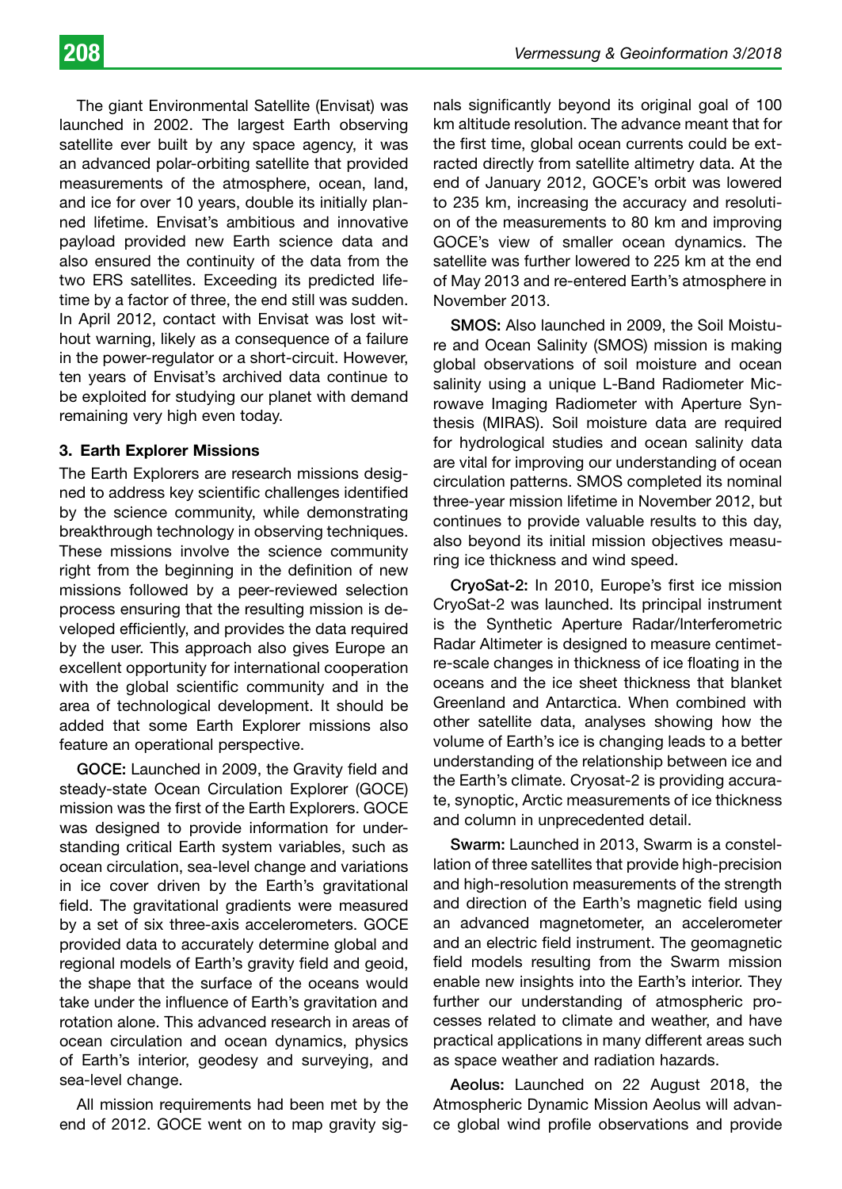The giant Environmental Satellite (Envisat) was launched in 2002. The largest Earth observing satellite ever built by any space agency, it was an advanced polar-orbiting satellite that provided measurements of the atmosphere, ocean, land, and ice for over 10 years, double its initially planned lifetime. Envisat's ambitious and innovative payload provided new Earth science data and also ensured the continuity of the data from the two ERS satellites. Exceeding its predicted lifetime by a factor of three, the end still was sudden. In April 2012, contact with Envisat was lost without warning, likely as a consequence of a failure in the power-regulator or a short-circuit. However, ten years of Envisat's archived data continue to be exploited for studying our planet with demand remaining very high even today.

### 3. Earth Explorer Missions

The Earth Explorers are research missions designed to address key scientific challenges identified by the science community, while demonstrating breakthrough technology in observing techniques. These missions involve the science community right from the beginning in the definition of new missions followed by a peer-reviewed selection process ensuring that the resulting mission is developed efficiently, and provides the data required by the user. This approach also gives Europe an excellent opportunity for international cooperation with the global scientific community and in the area of technological development. It should be added that some Earth Explorer missions also feature an operational perspective.

**GOCE:** Launched in 2009, the Gravity field and steady-state Ocean Circulation Explorer (GOCE) mission was the first of the Earth Explorers. GOCE was designed to provide information for understanding critical Earth system variables, such as ocean circulation, sea-level change and variations in ice cover driven by the Earth's gravitational field. The gravitational gradients were measured by a set of six three-axis accelerometers. GOCE provided data to accurately determine global and regional models of Earth's gravity field and geoid, the shape that the surface of the oceans would take under the influence of Earth's gravitation and rotation alone. This advanced research in areas of ocean circulation and ocean dynamics, physics of Earth's interior, geodesy and surveying, and sea-level change.

All mission requirements had been met by the end of 2012. GOCE went on to map gravity signals significantly beyond its original goal of 100 km altitude resolution. The advance meant that for the first time, global ocean currents could be extracted directly from satellite altimetry data. At the end of January 2012, GOCE's orbit was lowered to 235 km, increasing the accuracy and resolution of the measurements to 80 km and improving GOCE's view of smaller ocean dynamics. The satellite was further lowered to 225 km at the end of May 2013 and re-entered Earth's atmosphere in November 2013.

**SMOS:** Also launched in 2009, the Soil Moisture and Ocean Salinity (SMOS) mission is making global observations of soil moisture and ocean salinity using a unique L-Band Radiometer Microwave Imaging Radiometer with Aperture Synthesis (MIRAS). Soil moisture data are required for hydrological studies and ocean salinity data are vital for improving our understanding of ocean circulation patterns. SMOS completed its nominal three-year mission lifetime in November 2012, but continues to provide valuable results to this day, also beyond its initial mission objectives measuring ice thickness and wind speed.

**CryoSat-2:** In 2010, Europe's first ice mission CryoSat-2 was launched. Its principal instrument is the Synthetic Aperture Radar/Interferometric Radar Altimeter is designed to measure centimetre-scale changes in thickness of ice floating in the oceans and the ice sheet thickness that blanket Greenland and Antarctica. When combined with other satellite data, analyses showing how the volume of Earth's ice is changing leads to a better understanding of the relationship between ice and the Earth's climate. Cryosat-2 is providing accurate, synoptic, Arctic measurements of ice thickness and column in unprecedented detail.

**Swarm:** Launched in 2013, Swarm is a constellation of three satellites that provide high-precision and high-resolution measurements of the strength and direction of the Earth's magnetic field using an advanced magnetometer, an accelerometer and an electric field instrument. The geomagnetic field models resulting from the Swarm mission enable new insights into the Earth's interior. They further our understanding of atmospheric processes related to climate and weather, and have practical applications in many different areas such as space weather and radiation hazards.

**Aeolus:** Launched on 22 August 2018, the Atmospheric Dynamic Mission Aeolus will advance global wind profile observations and provide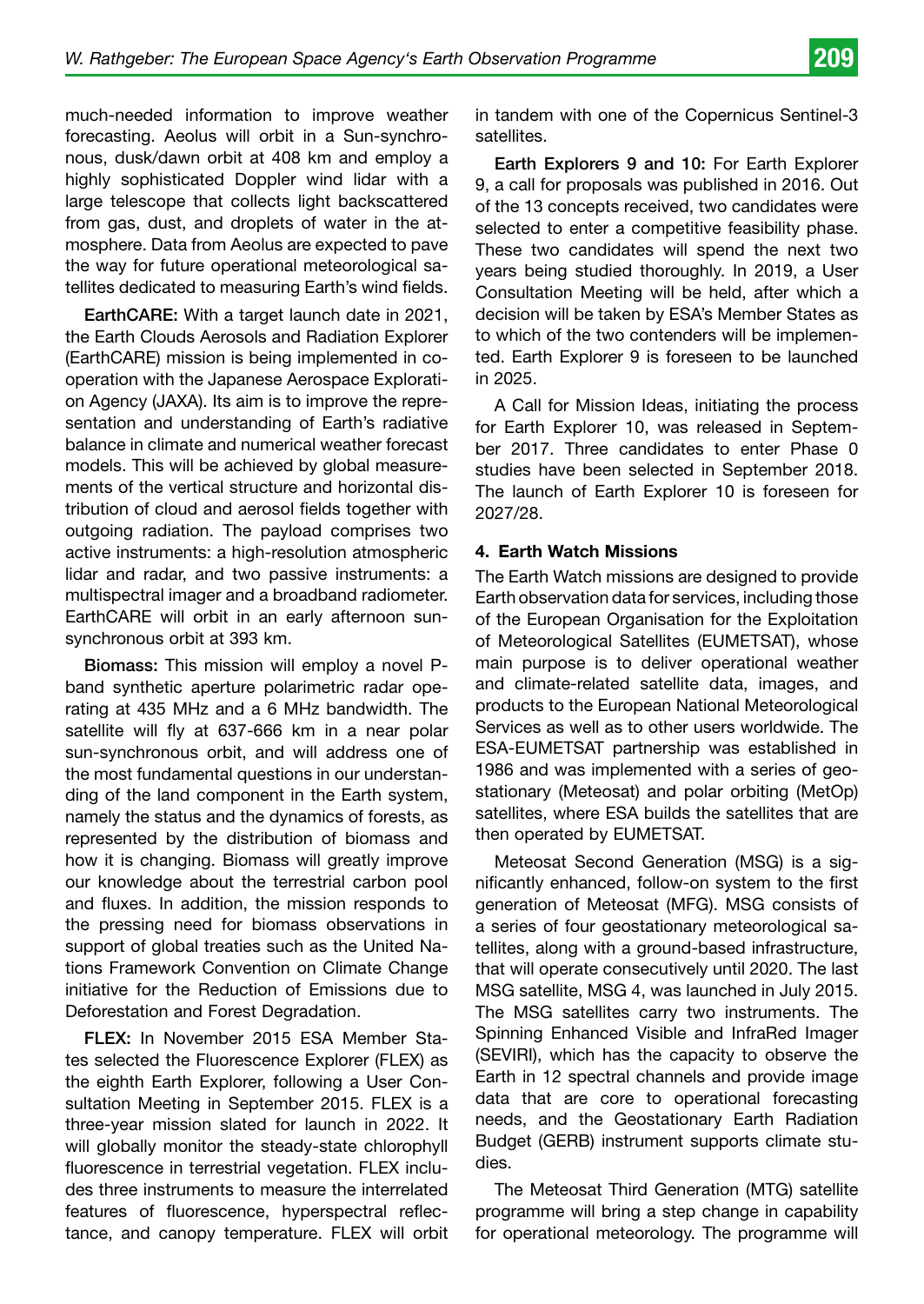much-needed information to improve weather forecasting. Aeolus will orbit in a Sun-synchronous, dusk/dawn orbit at 408 km and employ a highly sophisticated Doppler wind lidar with a large telescope that collects light backscattered from gas, dust, and droplets of water in the atmosphere. Data from Aeolus are expected to pave the way for future operational meteorological satellites dedicated to measuring Earth's wind fields.

**EarthCARE:** With a target launch date in 2021, the Earth Clouds Aerosols and Radiation Explorer (EarthCARE) mission is being implemented in cooperation with the Japanese Aerospace Exploration Agency (JAXA). Its aim is to improve the representation and understanding of Earth's radiative balance in climate and numerical weather forecast models. This will be achieved by global measurements of the vertical structure and horizontal distribution of cloud and aerosol fields together with outgoing radiation. The payload comprises two active instruments: a high-resolution atmospheric lidar and radar, and two passive instruments: a multispectral imager and a broadband radiometer. EarthCARE will orbit in an early afternoon sun-synchronous orbit at 393 km.

**Biomass:** This mission will employ a novel P-band synthetic aperture polarimetric radar operating at 435 MHz and a 6 MHz bandwidth. The satellite will fly at 637-666 km in a near polar sun-synchronous orbit, and will address one of the most fundamental questions in our understanding of the land component in the Earth system, namely the status and the dynamics of forests, as represented by the distribution of biomass and how it is changing. Biomass will greatly improve our knowledge about the terrestrial carbon pool and fluxes. In addition, the mission responds to the pressing need for biomass observations in support of global treaties such as the United Nations Framework Convention on Climate Change initiative for the Reduction of Emissions due to Deforestation and Forest Degradation.

**FLEX:** In November 2015 ESA Member States selected the Fluorescence Explorer (FLEX) as the eighth Earth Explorer, following a User Consultation Meeting in September 2015. FLEX is a three-year mission slated for launch in 2022. It will globally monitor the steady-state chlorophyll fluorescence in terrestrial vegetation. FLEX includes three instruments to measure the interrelated features of fluorescence, hyperspectral reflectance, and canopy temperature. FLEX will orbit in tandem with one of the Copernicus Sentinel-3 satellites.

**Earth Explorers 9 and 10:** For Earth Explorer 9, a call for proposals was published in 2016. Out of the 13 concepts received, two candidates were selected to enter a competitive feasibility phase. These two candidates will spend the next two years being studied thoroughly. In 2019, a User Consultation Meeting will be held, after which a decision will be taken by ESA's Member States as to which of the two contenders will be implemented. Earth Explorer 9 is foreseen to be launched in 2025.

A Call for Mission Ideas, initiating the process for Earth Explorer 10, was released in September 2017. Three candidates to enter Phase 0 studies have been selected in September 2018. The launch of Earth Explorer 10 is foreseen for 2027/28.

#### 4. Earth Watch Missions

The Earth Watch missions are designed to provide Earth observation data for services, including those of the European Organisation for the Exploitation of Meteorological Satellites (EUMETSAT), whose main purpose is to deliver operational weather and climate-related satellite data, images, and products to the European National Meteorological Services as well as to other users worldwide. The ESA-EUMETSAT partnership was established in 1986 and was implemented with a series of geostationary (Meteosat) and polar orbiting (MetOp) satellites, where ESA builds the satellites that are then operated by EUMETSAT.

Meteosat Second Generation (MSG) is a significantly enhanced, follow-on system to the first generation of Meteosat (MFG). MSG consists of a series of four geostationary meteorological satellites, along with a ground-based infrastructure, that will operate consecutively until 2020. The last MSG satellite, MSG 4, was launched in July 2015. The MSG satellites carry two instruments. The Spinning Enhanced Visible and InfraRed Imager (SEVIRI), which has the capacity to observe the Earth in 12 spectral channels and provide image data that are core to operational forecasting needs, and the Geostationary Earth Radiation Budget (GERB) instrument supports climate studies.

The Meteosat Third Generation (MTG) satellite programme will bring a step change in capability for operational meteorology. The programme will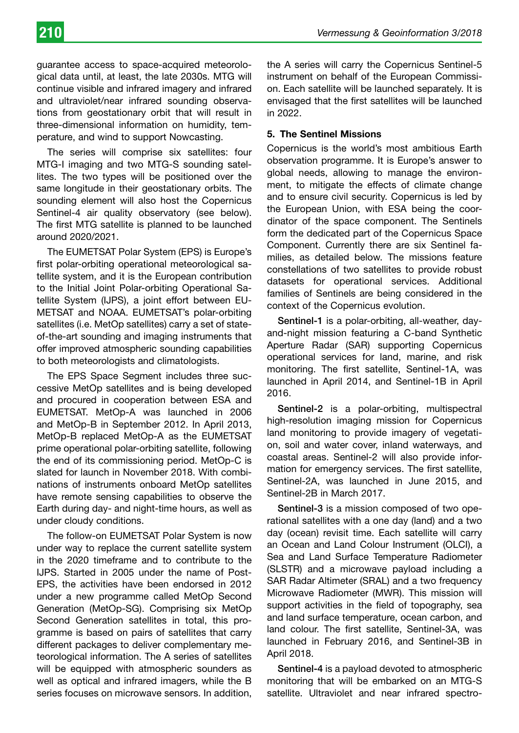guarantee access to space-acquired meteorological data until, at least, the late 2030s. MTG will continue visible and infrared imagery and infrared and ultraviolet/near infrared sounding observations from geostationary orbit that will result in three-dimensional information on humidity, temperature, and wind to support Nowcasting.

The series will comprise six satellites: four MTG-I imaging and two MTG-S sounding satellites. The two types will be positioned over the same longitude in their geostationary orbits. The sounding element will also host the Copernicus Sentinel-4 air quality observatory (see below). The first MTG satellite is planned to be launched around 2020/2021.

The EUMETSAT Polar System (EPS) is Europe's first polar-orbiting operational meteorological satellite system, and it is the European contribution to the Initial Joint Polar-orbiting Operational Satellite System (IJPS), a joint effort between EUMETSAT and NOAA. EUMETSAT's polar-orbiting satellites (i.e. MetOp satellites) carry a set of state-of-the-art sounding and imaging instruments that offer improved atmospheric sounding capabilities to both meteorologists and climatologists.

The EPS Space Segment includes three successive MetOp satellites and is being developed and procured in cooperation between ESA and EUMETSAT. MetOp-A was launched in 2006 and MetOp-B in September 2012. In April 2013, MetOp-B replaced MetOp-A as the EUMETSAT prime operational polar-orbiting satellite, following the end of its commissioning period. MetOp-C is slated for launch in November 2018. With combinations of instruments onboard MetOp satellites have remote sensing capabilities to observe the Earth during day- and night-time hours, as well as under cloudy conditions.

The follow-on EUMETSAT Polar System is now under way to replace the current satellite system in the 2020 timeframe and to contribute to the IJPS. Started in 2005 under the name of Post-EPS, the activities have been endorsed in 2012 under a new programme called MetOp Second Generation (MetOp-SG). Comprising six MetOp Second Generation satellites in total, this programme is based on pairs of satellites that carry different packages to deliver complementary meteorological information. The A series of satellites will be equipped with atmospheric sounders as well as optical and infrared imagers, while the B series focuses on microwave sensors. In addition, the A series will carry the Copernicus Sentinel-5 instrument on behalf of the European Commission. Each satellite will be launched separately. It is envisaged that the first satellites will be launched in 2022.

## 5. The Sentinel Missions

Copernicus is the world's most ambitious Earth observation programme. It is Europe's answer to global needs, allowing to manage the environment, to mitigate the effects of climate change and to ensure civil security. Copernicus is led by the European Union, with ESA being the coordinator of the space component. The Sentinels form the dedicated part of the Copernicus Space Component. Currently there are six Sentinel families, as detailed below. The missions feature constellations of two satellites to provide robust datasets for operational services. Additional families of Sentinels are being considered in the context of the Copernicus evolution.

**Sentinel-1** is a polar-orbiting, all-weather, day-and-night mission featuring a C-band Synthetic Aperture Radar (SAR) supporting Copernicus operational services for land, marine, and risk monitoring. The first satellite, Sentinel-1A, was launched in April 2014, and Sentinel-1B in April 2016.

**Sentinel-2** is a polar-orbiting, multispectral high-resolution imaging mission for Copernicus land monitoring to provide imagery of vegetation, soil and water cover, inland waterways, and coastal areas. Sentinel-2 will also provide information for emergency services. The first satellite, Sentinel-2A, was launched in June 2015, and Sentinel-2B in March 2017.

**Sentinel-3** is a mission composed of two operational satellites with a one day (land) and a two day (ocean) revisit time. Each satellite will carry an Ocean and Land Colour Instrument (OLCI), a Sea and Land Surface Temperature Radiometer (SLSTR) and a microwave payload including a SAR Radar Altimeter (SRAL) and a two frequency Microwave Radiometer (MWR). This mission will support activities in the field of topography, sea and land surface temperature, ocean carbon, and land colour. The first satellite, Sentinel-3A, was launched in February 2016, and Sentinel-3B in April 2018.

**Sentinel-4** is a payload devoted to atmospheric monitoring that will be embarked on an MTG-S satellite. Ultraviolet and near infrared spectro-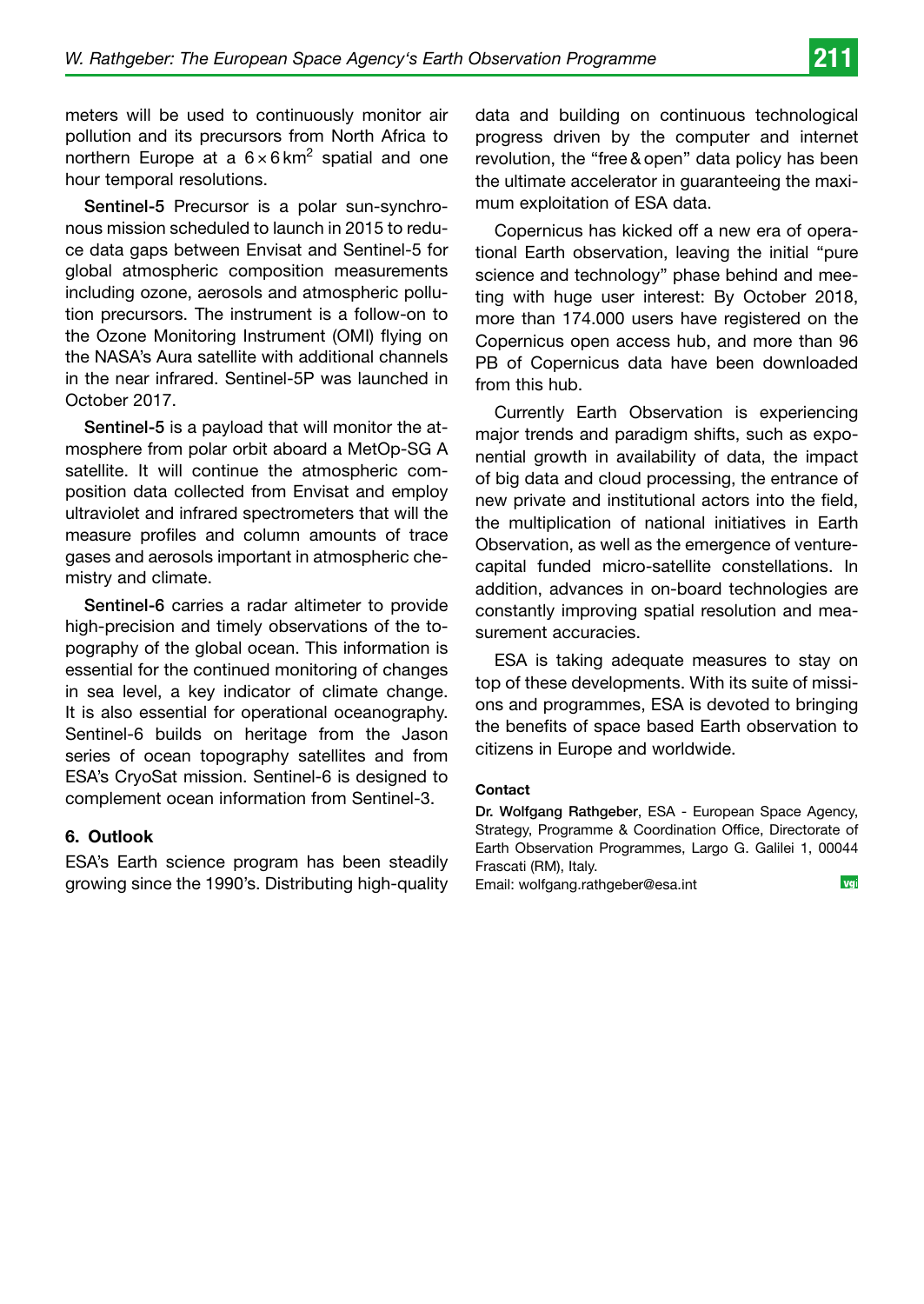meters will be used to continuously monitor air pollution and its precursors from North Africa to northern Europe at a $6 \times 6\,km^2$ spatial and one hour temporal resolutions.

**Sentinel-5** Precursor is a polar sun-synchronous mission scheduled to launch in 2015 to reduce data gaps between Envisat and Sentinel-5 for global atmospheric composition measurements including ozone, aerosols and atmospheric pollution precursors. The instrument is a follow-on to the Ozone Monitoring Instrument (OMI) flying on the NASA's Aura satellite with additional channels in the near infrared. Sentinel-5P was launched in October 2017.

**Sentinel-5** is a payload that will monitor the atmosphere from polar orbit aboard a MetOp-SG A satellite. It will continue the atmospheric composition data collected from Envisat and employ ultraviolet and infrared spectrometers that will the measure profiles and column amounts of trace gases and aerosols important in atmospheric chemistry and climate.

**Sentinel-6** carries a radar altimeter to provide high-precision and timely observations of the topography of the global ocean. This information is essential for the continued monitoring of changes in sea level, a key indicator of climate change. It is also essential for operational oceanography. Sentinel-6 builds on heritage from the Jason series of ocean topography satellites and from ESA's CryoSat mission. Sentinel-6 is designed to complement ocean information from Sentinel-3.

## 6. Outlook

ESA's Earth science program has been steadily growing since the 1990's. Distributing high-quality data and building on continuous technological progress driven by the computer and internet revolution, the "free & open" data policy has been the ultimate accelerator in guaranteeing the maximum exploitation of ESA data.

Copernicus has kicked off a new era of operational Earth observation, leaving the initial "pure science and technology" phase behind and meeting with huge user interest: By October 2018, more than 174.000 users have registered on the Copernicus open access hub, and more than 96 PB of Copernicus data have been downloaded from this hub.

Currently Earth Observation is experiencing major trends and paradigm shifts, such as exponential growth in availability of data, the impact of big data and cloud processing, the entrance of new private and institutional actors into the field, the multiplication of national initiatives in Earth Observation, as well as the emergence of venture-capital funded micro-satellite constellations. In addition, advances in on-board technologies are constantly improving spatial resolution and measurement accuracies.

ESA is taking adequate measures to stay on top of these developments. With its suite of missions and programmes, ESA is devoted to bringing the benefits of space based Earth observation to citizens in Europe and worldwide.

**Contact**

**Dr. Wolfgang Rathgeber**, ESA - European Space Agency, Strategy, Programme & Coordination Office, Directorate of Earth Observation Programmes, Largo G. Galilei 1, 00044 Frascati (RM), Italy.
Email: wolfgang.rathgeber@esa.int